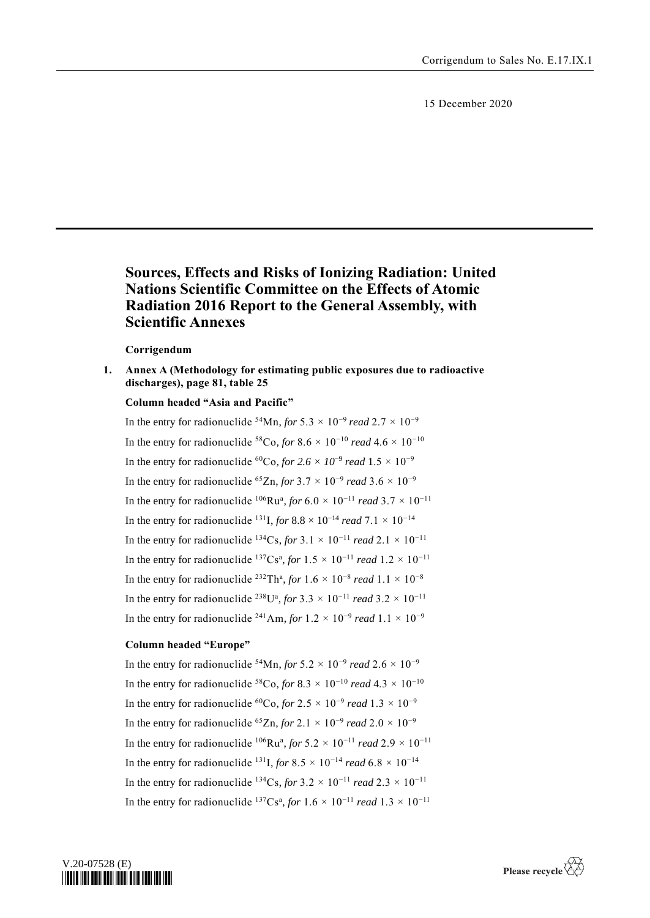Corrigendum to Sales No. E.17.IX.1

15 December 2020

# Sources, Effects and Risks of Ionizing Radiation: United Nations Scientific Committee on the Effects of Atomic Radiation 2016 Report to the General Assembly, with Scientific Annexes

**Corrigendum**

**1. Annex A (Methodology for estimating public exposures due to radioactive discharges), page 81, table 25**

**Column headed "Asia and Pacific"**

In the entry for radionuclide $^{54}$Mn, *for* $5.3 \times 10^{-9}$ *read* $2.7 \times 10^{-9}$

In the entry for radionuclide $^{58}$Co, *for* $8.6 \times 10^{-10}$ *read* $4.6 \times 10^{-10}$

In the entry for radionuclide $^{60}$Co, *for* $2.6 \times 10^{-9}$ *read* $1.5 \times 10^{-9}$

In the entry for radionuclide $^{65}$Zn, *for* $3.7 \times 10^{-9}$ *read* $3.6 \times 10^{-9}$

In the entry for radionuclide $^{106}$Ru[a], *for* $6.0 \times 10^{-11}$ *read* $3.7 \times 10^{-11}$

In the entry for radionuclide $^{131}$I, *for* $8.8 \times 10^{-14}$ *read* $7.1 \times 10^{-14}$

In the entry for radionuclide $^{134}$Cs, *for* $3.1 \times 10^{-11}$ *read* $2.1 \times 10^{-11}$

In the entry for radionuclide $^{137}$Cs[a], *for* $1.5 \times 10^{-11}$ *read* $1.2 \times 10^{-11}$

In the entry for radionuclide $^{232}$Th[a], *for* $1.6 \times 10^{-8}$ *read* $1.1 \times 10^{-8}$

In the entry for radionuclide $^{238}$U[a], *for* $3.3 \times 10^{-11}$ *read* $3.2 \times 10^{-11}$

In the entry for radionuclide $^{241}$Am, *for* $1.2 \times 10^{-9}$ *read* $1.1 \times 10^{-9}$

**Column headed "Europe"**

In the entry for radionuclide $^{54}$Mn, *for* $5.2 \times 10^{-9}$ *read* $2.6 \times 10^{-9}$

In the entry for radionuclide $^{58}$Co, *for* $8.3 \times 10^{-10}$ *read* $4.3 \times 10^{-10}$

In the entry for radionuclide $^{60}$Co, *for* $2.5 \times 10^{-9}$ *read* $1.3 \times 10^{-9}$

In the entry for radionuclide $^{65}$Zn, *for* $2.1 \times 10^{-9}$ *read* $2.0 \times 10^{-9}$

In the entry for radionuclide $^{106}$Ru[a], *for* $5.2 \times 10^{-11}$ *read* $2.9 \times 10^{-11}$

In the entry for radionuclide $^{131}$I, *for* $8.5 \times 10^{-14}$ *read* $6.8 \times 10^{-14}$

In the entry for radionuclide $^{134}$Cs, *for* $3.2 \times 10^{-11}$ *read* $2.3 \times 10^{-11}$

In the entry for radionuclide $^{137}$Cs[a], *for* $1.6 \times 10^{-11}$ *read* $1.3 \times 10^{-11}$

V.20-07528 (E)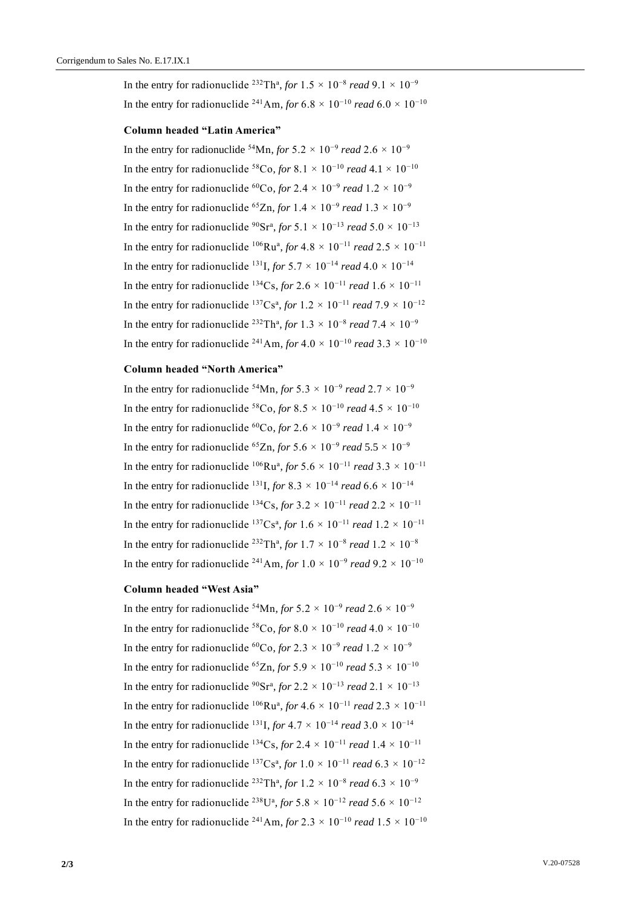In the entry for radionuclide $^{232}Th^{a}$, *for* $1.5 \times 10^{-8}$ *read* $9.1 \times 10^{-9}$

In the entry for radionuclide $^{241}Am$, *for* $6.8 \times 10^{-10}$ *read* $6.0 \times 10^{-10}$

**Column headed "Latin America"**

In the entry for radionuclide $^{54}Mn$, *for* $5.2 \times 10^{-9}$ *read* $2.6 \times 10^{-9}$

In the entry for radionuclide $^{58}Co$, *for* $8.1 \times 10^{-10}$ *read* $4.1 \times 10^{-10}$

In the entry for radionuclide $^{60}Co$, *for* $2.4 \times 10^{-9}$ *read* $1.2 \times 10^{-9}$

In the entry for radionuclide $^{65}Zn$, *for* $1.4 \times 10^{-9}$ *read* $1.3 \times 10^{-9}$

In the entry for radionuclide $^{90}Sr^{a}$, *for* $5.1 \times 10^{-13}$ *read* $5.0 \times 10^{-13}$

In the entry for radionuclide $^{106}Ru^{a}$, *for* $4.8 \times 10^{-11}$ *read* $2.5 \times 10^{-11}$

In the entry for radionuclide $^{131}I$, *for* $5.7 \times 10^{-14}$ *read* $4.0 \times 10^{-14}$

In the entry for radionuclide $^{134}Cs$, *for* $2.6 \times 10^{-11}$ *read* $1.6 \times 10^{-11}$

In the entry for radionuclide $^{137}Cs^{a}$, *for* $1.2 \times 10^{-11}$ *read* $7.9 \times 10^{-12}$

In the entry for radionuclide $^{232}Th^{a}$, *for* $1.3 \times 10^{-8}$ *read* $7.4 \times 10^{-9}$

In the entry for radionuclide $^{241}Am$, *for* $4.0 \times 10^{-10}$ *read* $3.3 \times 10^{-10}$

**Column headed "North America"**

In the entry for radionuclide $^{54}Mn$, *for* $5.3 \times 10^{-9}$ *read* $2.7 \times 10^{-9}$

In the entry for radionuclide $^{58}Co$, *for* $8.5 \times 10^{-10}$ *read* $4.5 \times 10^{-10}$

In the entry for radionuclide $^{60}Co$, *for* $2.6 \times 10^{-9}$ *read* $1.4 \times 10^{-9}$

In the entry for radionuclide $^{65}Zn$, *for* $5.6 \times 10^{-9}$ *read* $5.5 \times 10^{-9}$

In the entry for radionuclide $^{106}Ru^{a}$, *for* $5.6 \times 10^{-11}$ *read* $3.3 \times 10^{-11}$

In the entry for radionuclide $^{131}I$, *for* $8.3 \times 10^{-14}$ *read* $6.6 \times 10^{-14}$

In the entry for radionuclide $^{134}Cs$, *for* $3.2 \times 10^{-11}$ *read* $2.2 \times 10^{-11}$

In the entry for radionuclide $^{137}Cs^{a}$, *for* $1.6 \times 10^{-11}$ *read* $1.2 \times 10^{-11}$

In the entry for radionuclide $^{232}Th^{a}$, *for* $1.7 \times 10^{-8}$ *read* $1.2 \times 10^{-8}$

In the entry for radionuclide $^{241}Am$, *for* $1.0 \times 10^{-9}$ *read* $9.2 \times 10^{-10}$

**Column headed "West Asia"**

In the entry for radionuclide $^{54}Mn$, *for* $5.2 \times 10^{-9}$ *read* $2.6 \times 10^{-9}$

In the entry for radionuclide $^{58}Co$, *for* $8.0 \times 10^{-10}$ *read* $4.0 \times 10^{-10}$

In the entry for radionuclide $^{60}Co$, *for* $2.3 \times 10^{-9}$ *read* $1.2 \times 10^{-9}$

In the entry for radionuclide $^{65}Zn$, *for* $5.9 \times 10^{-10}$ *read* $5.3 \times 10^{-10}$

In the entry for radionuclide $^{90}Sr^{a}$, *for* $2.2 \times 10^{-13}$ *read* $2.1 \times 10^{-13}$

In the entry for radionuclide $^{106}Ru^{a}$, *for* $4.6 \times 10^{-11}$ *read* $2.3 \times 10^{-11}$

In the entry for radionuclide $^{131}I$, *for* $4.7 \times 10^{-14}$ *read* $3.0 \times 10^{-14}$

In the entry for radionuclide $^{134}Cs$, *for* $2.4 \times 10^{-11}$ *read* $1.4 \times 10^{-11}$

In the entry for radionuclide $^{137}Cs^{a}$, *for* $1.0 \times 10^{-11}$ *read* $6.3 \times 10^{-12}$

In the entry for radionuclide $^{232}Th^{a}$, *for* $1.2 \times 10^{-8}$ *read* $6.3 \times 10^{-9}$

In the entry for radionuclide $^{238}U^{a}$, *for* $5.8 \times 10^{-12}$ *read* $5.6 \times 10^{-12}$

In the entry for radionuclide $^{241}Am$, *for* $2.3 \times 10^{-10}$ *read* $1.5 \times 10^{-10}$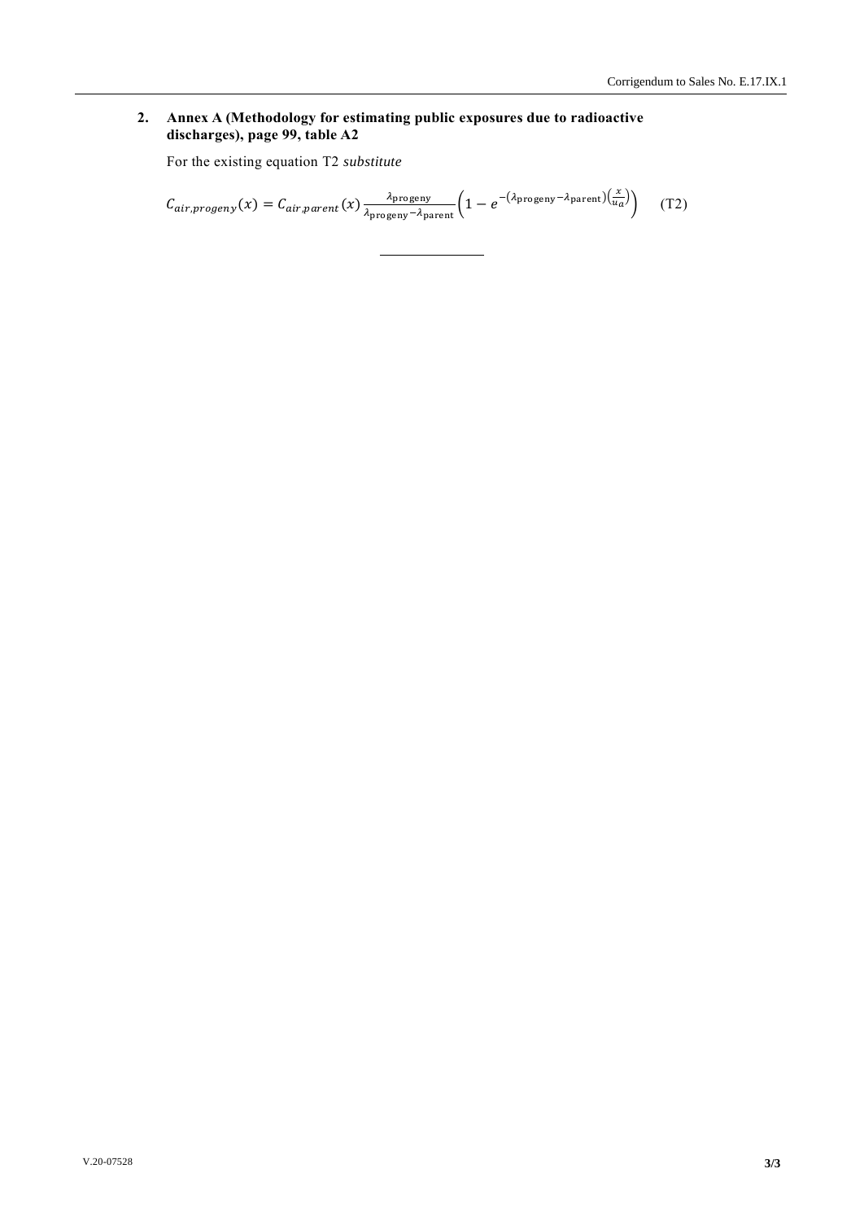**2. Annex A (Methodology for estimating public exposures due to radioactive discharges), page 99, table A2**

For the existing equation T2 *substitute*

$$C_{air,progeny}(x) = C_{air,parent}(x)\frac{\lambda_{\text{progeny}}}{\lambda_{\text{progeny}}-\lambda_{\text{parent}}}\left(1-e^{-(\lambda_{\text{progeny}}-\lambda_{\text{parent}})\left(\frac{x}{u_a}\right)}\right) \qquad \text{(T2)}$$